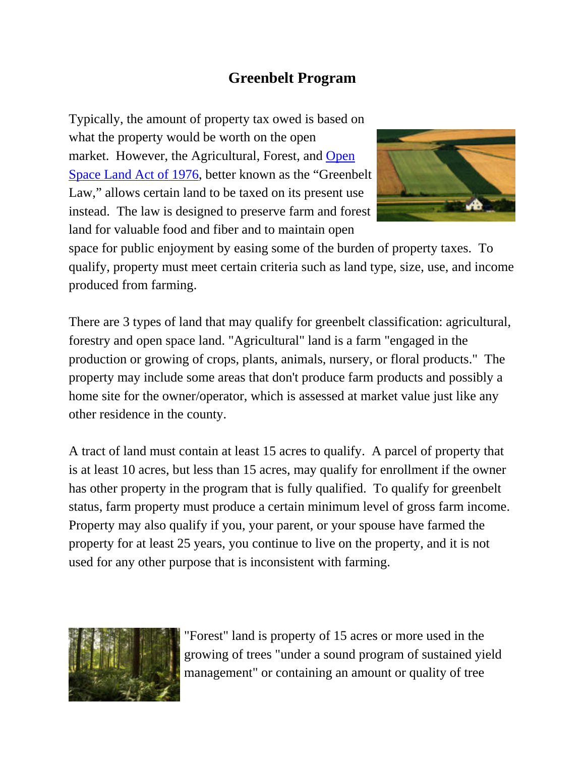# Greenbelt Program

Typically, the amount of property tax owed is based on what the property would be worth on the open market. However, the Agricultural, Forest, and Open Space Land Act of 1976, better known as the "Greenbelt Law," allows certain land to be taxed on its present use instead. The law is designed to preserve farm and forest land for valuable food and fiber and to maintain open space for public enjoyment by easing some of the burden of property taxes. To qualify, property must meet certain criteria such as land type, size, use, and income produced from farming.

There are 3 types of land that may qualify for greenbelt classification: agricultural, forestry and open space land. "Agricultural" land is a farm "engaged in the production or growing of crops, plants, animals, nursery, or floral products." The property may include some areas that don't produce farm products and possibly a home site for the owner/operator, which is assessed at market value just like any other residence in the county.

A tract of land must contain at least 15 acres to qualify. A parcel of property that is at least 10 acres, but less than 15 acres, may qualify for enrollment if the owner has other property in the program that is fully qualified. To qualify for greenbelt status, farm property must produce a certain minimum level of gross farm income. Property may also qualify if you, your parent, or your spouse have farmed the property for at least 25 years, you continue to live on the property, and it is not used for any other purpose that is inconsistent with farming.

"Forest" land is property of 15 acres or more used in the growing of trees "under a sound program of sustained yield management" or containing an amount or quality of tree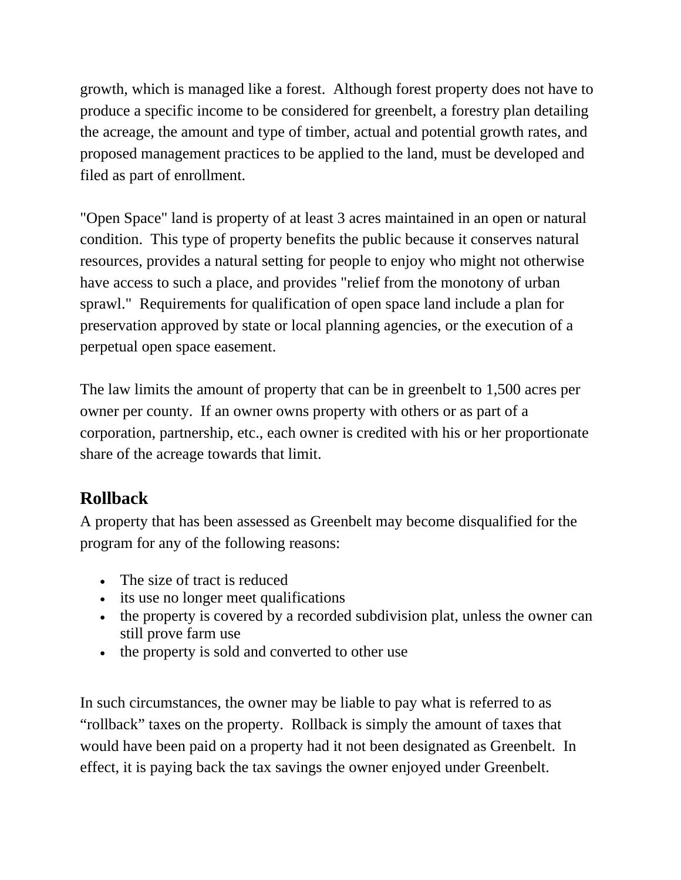growth, which is managed like a forest. Although forest property does not have to produce a specific income to be considered for greenbelt, a forestry plan detailing the acreage, the amount and type of timber, actual and potential growth rates, and proposed management practices to be applied to the land, must be developed and filed as part of enrollment.

"Open Space" land is property of at least 3 acres maintained in an open or natural condition. This type of property benefits the public because it conserves natural resources, provides a natural setting for people to enjoy who might not otherwise have access to such a place, and provides "relief from the monotony of urban sprawl." Requirements for qualification of open space land include a plan for preservation approved by state or local planning agencies, or the execution of a perpetual open space easement.

The law limits the amount of property that can be in greenbelt to 1,500 acres per owner per county. If an owner owns property with others or as part of a corporation, partnership, etc., each owner is credited with his or her proportionate share of the acreage towards that limit.

## Rollback

A property that has been assessed as Greenbelt may become disqualified for the program for any of the following reasons:

- The size of tract is reduced
- its use no longer meet qualifications
- the property is covered by a recorded subdivision plat, unless the owner can still prove farm use
- the property is sold and converted to other use

In such circumstances, the owner may be liable to pay what is referred to as “rollback” taxes on the property. Rollback is simply the amount of taxes that would have been paid on a property had it not been designated as Greenbelt. In effect, it is paying back the tax savings the owner enjoyed under Greenbelt.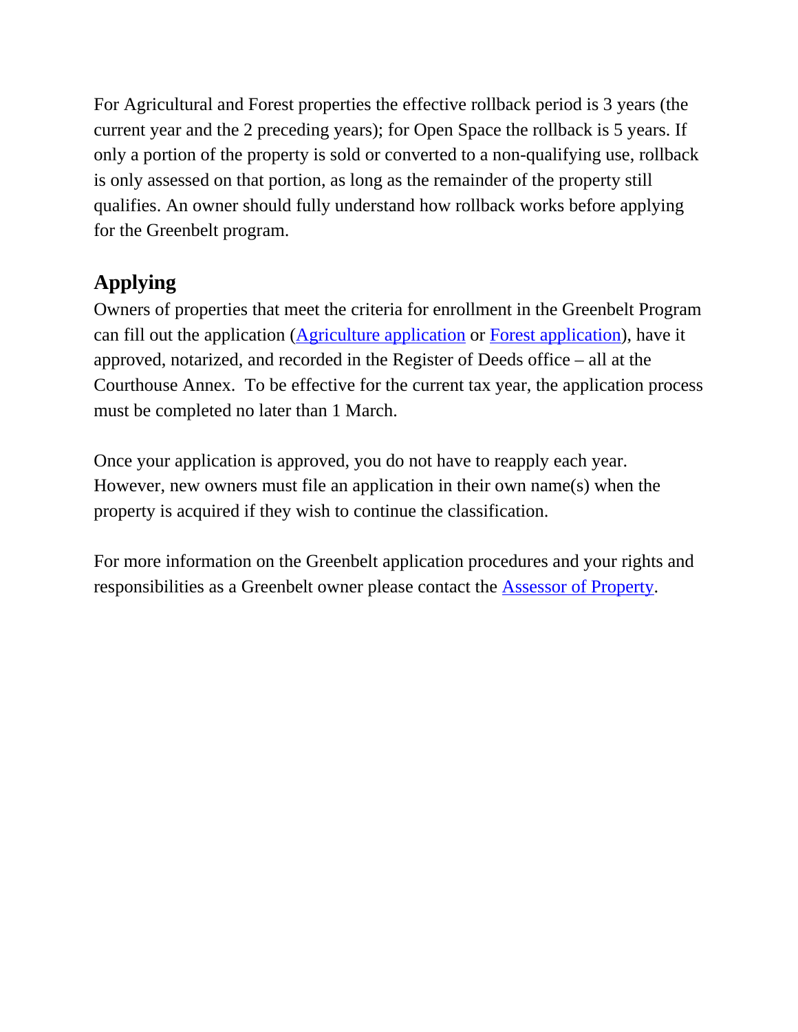For Agricultural and Forest properties the effective rollback period is 3 years (the current year and the 2 preceding years); for Open Space the rollback is 5 years. If only a portion of the property is sold or converted to a non-qualifying use, rollback is only assessed on that portion, as long as the remainder of the property still qualifies. An owner should fully understand how rollback works before applying for the Greenbelt program.

## Applying

Owners of properties that meet the criteria for enrollment in the Greenbelt Program can fill out the application (Agriculture application or Forest application), have it approved, notarized, and recorded in the Register of Deeds office – all at the Courthouse Annex. To be effective for the current tax year, the application process must be completed no later than 1 March.

Once your application is approved, you do not have to reapply each year. However, new owners must file an application in their own name(s) when the property is acquired if they wish to continue the classification.

For more information on the Greenbelt application procedures and your rights and responsibilities as a Greenbelt owner please contact the Assessor of Property.